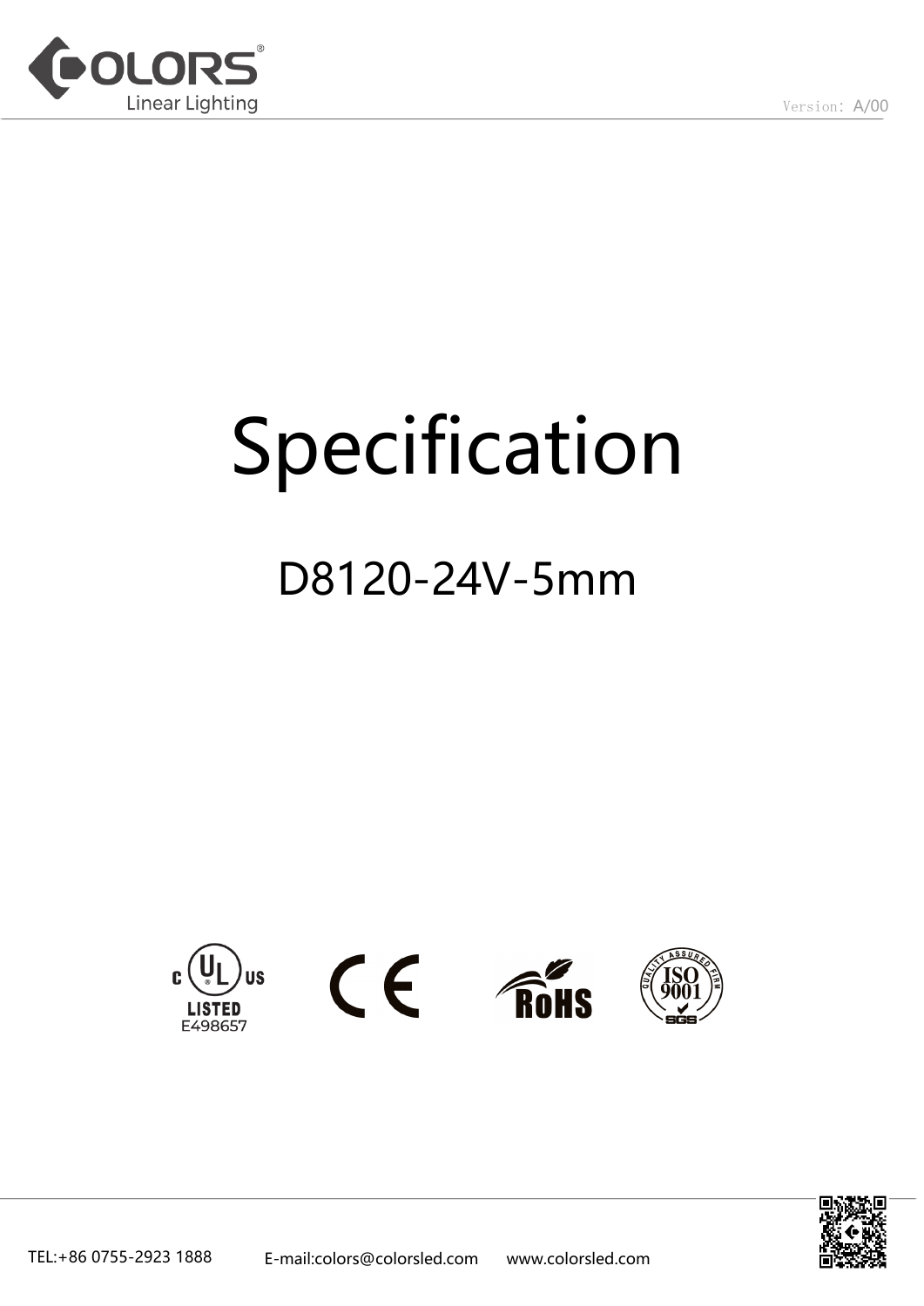Version: A/00

# Specification

## D8120-24V-5mm

LISTED
E498657

TEL:+86 0755-2923 1888 E-mail:colors@colorsled.com www.colorsled.com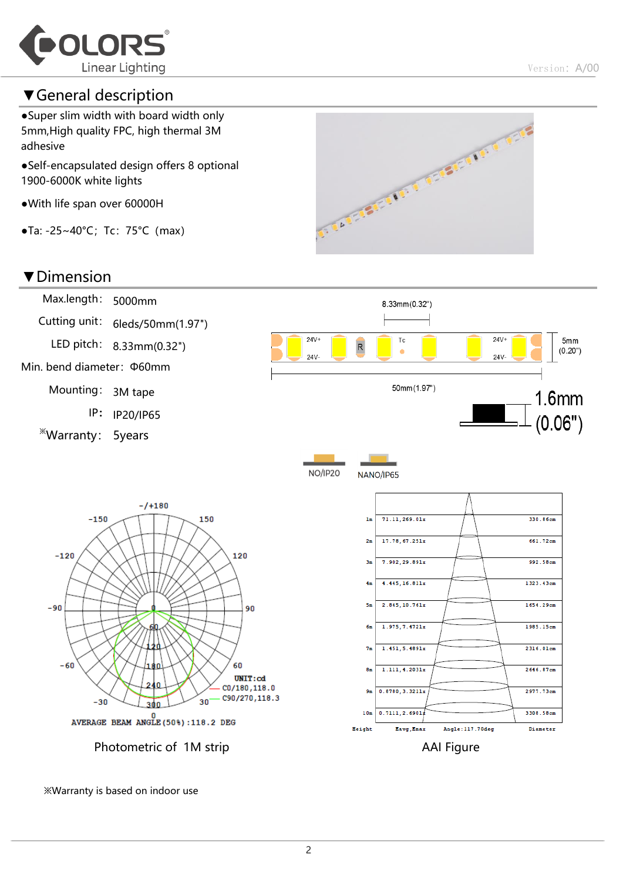## ▼General description

- ●Super slim width with board width only 5mm,High quality FPC, high thermal 3M adhesive
- ●Self-encapsulated design offers 8 optional 1900-6000K white lights
- ●With life span over 60000H
- ●Ta: -25~40°C；Tc：75°C（max)

## ▼Dimension

| | |
|---|---|
| Max.length： | 5000mm |
| Cutting unit： | 6leds/50mm(1.97") |
| LED pitch： | 8.33mm(0.32") |
| Min. bend diameter： | Φ60mm |
| Mounting： | 3M tape |
| IP： | IP20/IP65 |
| ※Warranty： | 5years |

8.33mm(0.32")　　5mm (0.20")　　50mm(1.97")　　1.6mm (0.06")

NO/IP20　　NANO/IP65

AVERAGE BEAM ANGLE(50%):118.2 DEG

UNIT:cd
C0/180,118.0
C90/270,118.3

Photometric of 1M strip

| Height | Eavg,Emax | Diameter |
|---|---|---|
| 1m | 71.11,269.01lx | 330.86cm |
| 2m | 17.78,67.25lx | 661.72cm |
| 3m | 7.902,29.89lx | 992.58cm |
| 4m | 4.445,16.81lx | 1323.43cm |
| 5m | 2.845,10.76lx | 1654.29cm |
| 6m | 1.975,7.472lx | 1985.15cm |
| 7m | 1.451,5.489lx | 2316.01cm |
| 8m | 1.111,4.203lx | 2646.87cm |
| 9m | 0.8780,3.321lx | 2977.73cm |
| 10m | 0.7111,2.690lx | 3308.58cm |

Angle:117.70deg

AAI Figure

※Warranty is based on indoor use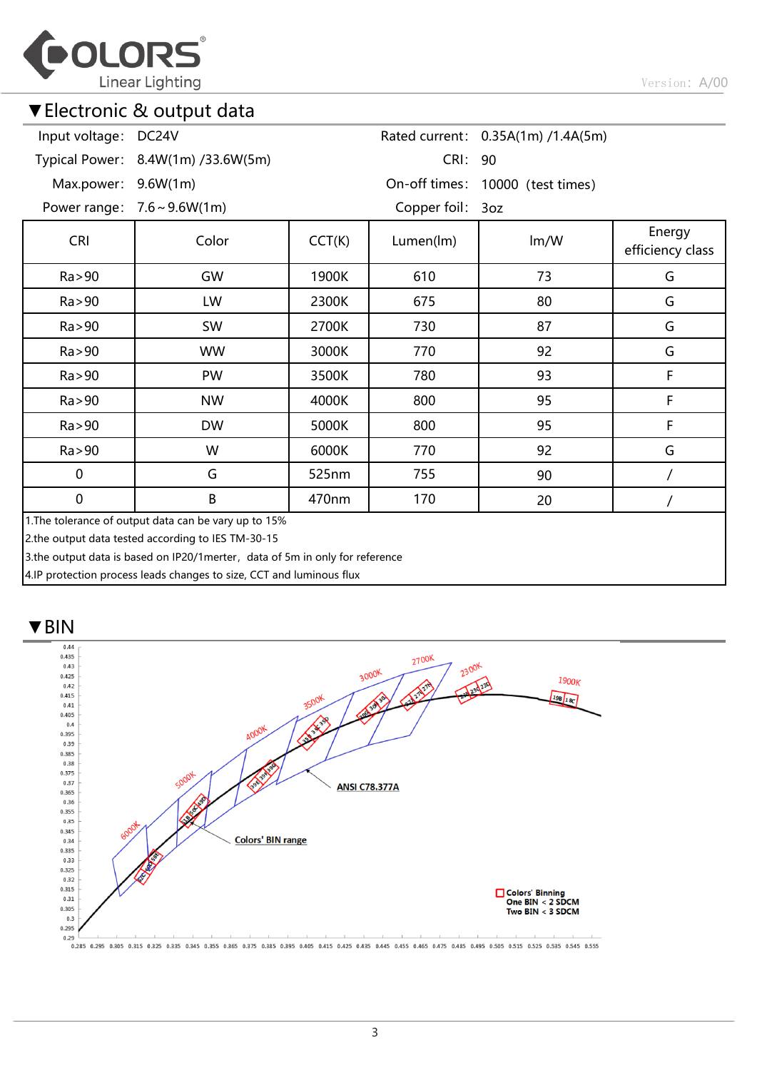## ▼Electronic & output data

| Input voltage: | DC24V | Rated current: | 0.35A(1m) /1.4A(5m) |
|---|---|---|---|
| Typical Power: | 8.4W(1m) /33.6W(5m) | CRI: | 90 |
| Max.power: | 9.6W(1m) | On-off times: | 10000 (test times) |
| Power range: | 7.6～9.6W(1m) | Copper foil: | 3oz |

| CRI | Color | CCT(K) | Lumen(lm) | lm/W | Energy efficiency class |
|---|---|---|---|---|---|
| Ra>90 | GW | 1900K | 610 | 73 | G |
| Ra>90 | LW | 2300K | 675 | 80 | G |
| Ra>90 | SW | 2700K | 730 | 87 | G |
| Ra>90 | WW | 3000K | 770 | 92 | G |
| Ra>90 | PW | 3500K | 780 | 93 | F |
| Ra>90 | NW | 4000K | 800 | 95 | F |
| Ra>90 | DW | 5000K | 800 | 95 | F |
| Ra>90 | W | 6000K | 770 | 92 | G |
| 0 | G | 525nm | 755 | 90 | / |
| 0 | B | 470nm | 170 | 20 | / |

1.The tolerance of output data can be vary up to 15%
2.the output data tested according to IES TM-30-15
3.the output data is based on IP20/1merter，data of 5m in only for reference
4.IP protection process leads changes to size, CCT and luminous flux

## ▼BIN

ANSI C78.377A

Colors' BIN range

Colors' Binning
One BIN < 2 SDCM
Two BIN < 3 SDCM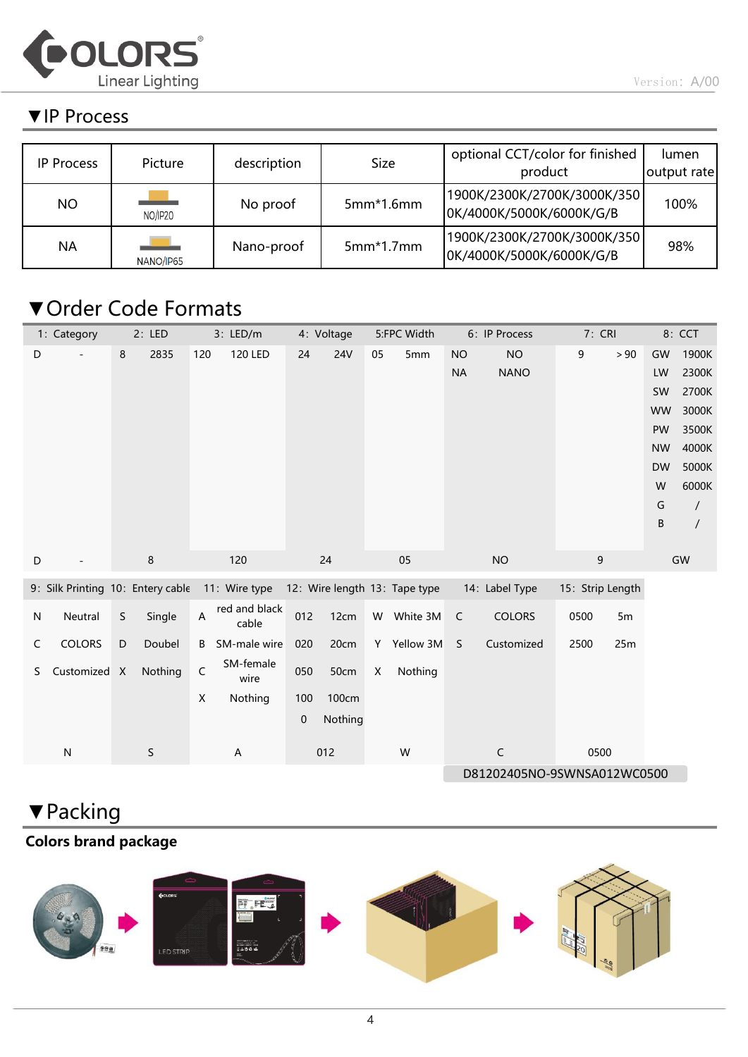## ▼IP Process

| IP Process | Picture | description | Size | optional CCT/color for finished product | lumen output rate |
|---|---|---|---|---|---|
| NO | NO/IP20 | No proof | 5mm*1.6mm | 1900K/2300K/2700K/3000K/3500K/4000K/5000K/6000K/G/B | 100% |
| NA | NANO/IP65 | Nano-proof | 5mm*1.7mm | 1900K/2300K/2700K/3000K/3500K/4000K/5000K/6000K/G/B | 98% |

## ▼Order Code Formats

| 1: Category | | 2: LED | | 3: LED/m | | 4: Voltage | | 5:FPC Width | | 6: IP Process | | 7: CRI | | 8: CCT | |
|---|---|---|---|---|---|---|---|---|---|---|---|---|---|---|---|
| D | - | 8 | 2835 | 120 | 120 LED | 24 | 24V | 05 | 5mm | NO | NO | 9 | ＞90 | GW | 1900K |
| | | | | | | | | | | NA | NANO | | | LW | 2300K |
| | | | | | | | | | | | | | | SW | 2700K |
| | | | | | | | | | | | | | | WW | 3000K |
| | | | | | | | | | | | | | | PW | 3500K |
| | | | | | | | | | | | | | | NW | 4000K |
| | | | | | | | | | | | | | | DW | 5000K |
| | | | | | | | | | | | | | | W | 6000K |
| | | | | | | | | | | | | | | G | / |
| | | | | | | | | | | | | | | B | / |
| D | - | 8 | | 120 | | 24 | | 05 | | NO | | 9 | | GW | |

| 9: Silk Printing | | 10: Entery cable | | 11: Wire type | | 12: Wire length | | 13: Tape type | | 14: Label Type | | 15: Strip Length | |
|---|---|---|---|---|---|---|---|---|---|---|---|---|---|
| N | Neutral | S | Single | A | red and black cable | 012 | 12cm | W | White 3M | C | COLORS | 0500 | 5m |
| C | COLORS | D | Doubel | B | SM-male wire | 020 | 20cm | Y | Yellow 3M | S | Customized | 2500 | 25m |
| S | Customized | X | Nothing | C | SM-female wire | 050 | 50cm | X | Nothing | | | | |
| | | | | X | Nothing | 100 | 100cm | | | | | | |
| | | | | | | 0 | Nothing | | | | | | |
| N | | S | | A | | 012 | | W | | C | | 0500 | |

D81202405NO-9SWNSA012WC0500

## ▼Packing

**Colors brand package**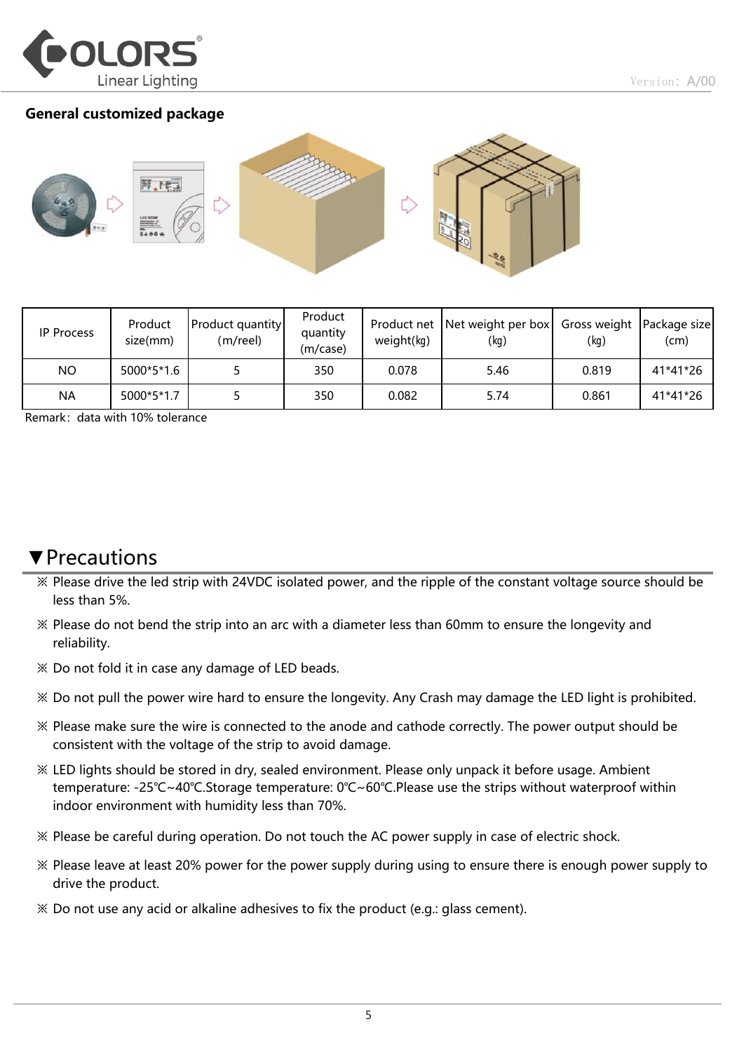## General customized package

| IP Process | Product size(mm) | Product quantity (m/reel) | Product quantity (m/case) | Product net weight(kg) | Net weight per box (kg) | Gross weight (kg) | Package size (cm) |
| --- | --- | --- | --- | --- | --- | --- | --- |
| NO | 5000*5*1.6 | 5 | 350 | 0.078 | 5.46 | 0.819 | 41*41*26 |
| NA | 5000*5*1.7 | 5 | 350 | 0.082 | 5.74 | 0.861 | 41*41*26 |

Remark: data with 10% tolerance

## ▼Precautions

※ Please drive the led strip with 24VDC isolated power, and the ripple of the constant voltage source should be less than 5%.

※ Please do not bend the strip into an arc with a diameter less than 60mm to ensure the longevity and reliability.

※ Do not fold it in case any damage of LED beads.

※ Do not pull the power wire hard to ensure the longevity. Any Crash may damage the LED light is prohibited.

※ Please make sure the wire is connected to the anode and cathode correctly. The power output should be consistent with the voltage of the strip to avoid damage.

※ LED lights should be stored in dry, sealed environment. Please only unpack it before usage. Ambient temperature: -25℃~40℃.Storage temperature: 0℃~60℃.Please use the strips without waterproof within indoor environment with humidity less than 70%.

※ Please be careful during operation. Do not touch the AC power supply in case of electric shock.

※ Please leave at least 20% power for the power supply during using to ensure there is enough power supply to drive the product.

※ Do not use any acid or alkaline adhesives to fix the product (e.g.: glass cement).